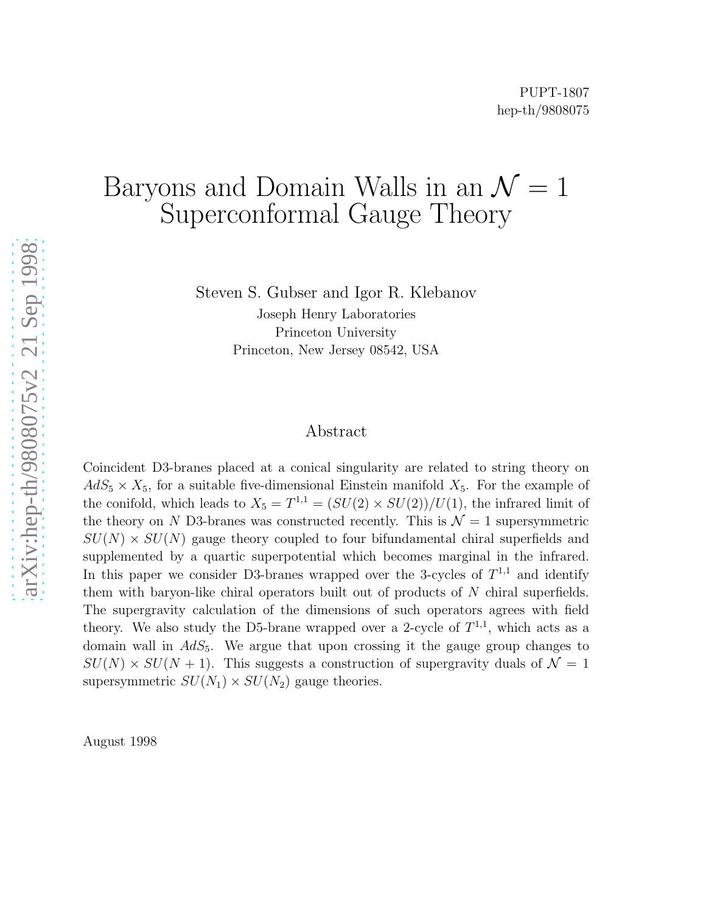PUPT-1807
hep-th/9808075

# Baryons and Domain Walls in an $\mathcal{N} = 1$ Superconformal Gauge Theory

Steven S. Gubser and Igor R. Klebanov

Joseph Henry Laboratories
Princeton University
Princeton, New Jersey 08542, USA

## Abstract

Coincident D3-branes placed at a conical singularity are related to string theory on $AdS_5 \times X_5$, for a suitable five-dimensional Einstein manifold $X_5$. For the example of the conifold, which leads to $X_5 = T^{1,1} = (SU(2) \times SU(2))/U(1)$, the infrared limit of the theory on $N$ D3-branes was constructed recently. This is $\mathcal{N} = 1$ supersymmetric $SU(N) \times SU(N)$ gauge theory coupled to four bifundamental chiral superfields and supplemented by a quartic superpotential which becomes marginal in the infrared. In this paper we consider D3-branes wrapped over the 3-cycles of $T^{1,1}$ and identify them with baryon-like chiral operators built out of products of $N$ chiral superfields. The supergravity calculation of the dimensions of such operators agrees with field theory. We also study the D5-brane wrapped over a 2-cycle of $T^{1,1}$, which acts as a domain wall in $AdS_5$. We argue that upon crossing it the gauge group changes to $SU(N) \times SU(N+1)$. This suggests a construction of supergravity duals of $\mathcal{N} = 1$ supersymmetric $SU(N_1) \times SU(N_2)$ gauge theories.

August 1998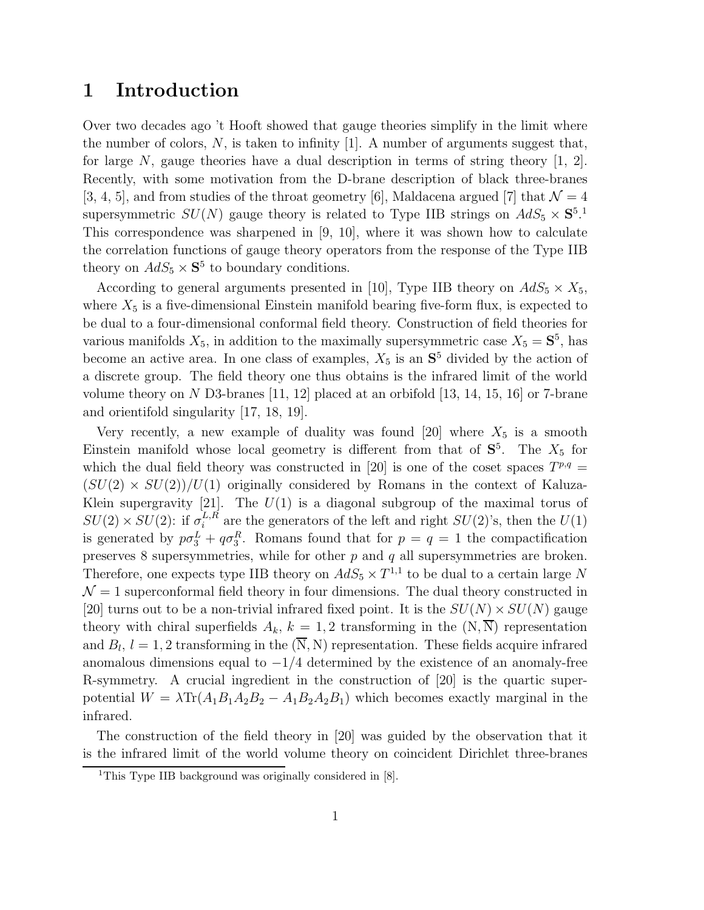# 1 Introduction

Over two decades ago 't Hooft showed that gauge theories simplify in the limit where the number of colors, $N$, is taken to infinity [1]. A number of arguments suggest that, for large $N$, gauge theories have a dual description in terms of string theory [1, 2]. Recently, with some motivation from the D-brane description of black three-branes [3, 4, 5], and from studies of the throat geometry [6], Maldacena argued [7] that $\mathcal{N} = 4$ supersymmetric $SU(N)$ gauge theory is related to Type IIB strings on $AdS_5 \times \mathbf{S}^5$.[1] This correspondence was sharpened in [9, 10], where it was shown how to calculate the correlation functions of gauge theory operators from the response of the Type IIB theory on $AdS_5 \times \mathbf{S}^5$ to boundary conditions.

According to general arguments presented in [10], Type IIB theory on $AdS_5 \times X_5$, where $X_5$ is a five-dimensional Einstein manifold bearing five-form flux, is expected to be dual to a four-dimensional conformal field theory. Construction of field theories for various manifolds $X_5$, in addition to the maximally supersymmetric case $X_5 = \mathbf{S}^5$, has become an active area. In one class of examples, $X_5$ is an $\mathbf{S}^5$ divided by the action of a discrete group. The field theory one thus obtains is the infrared limit of the world volume theory on $N$ D3-branes [11, 12] placed at an orbifold [13, 14, 15, 16] or 7-brane and orientifold singularity [17, 18, 19].

Very recently, a new example of duality was found [20] where $X_5$ is a smooth Einstein manifold whose local geometry is different from that of $\mathbf{S}^5$. The $X_5$ for which the dual field theory was constructed in [20] is one of the coset spaces $T^{p,q} = (SU(2) \times SU(2))/U(1)$ originally considered by Romans in the context of Kaluza-Klein supergravity [21]. The $U(1)$ is a diagonal subgroup of the maximal torus of $SU(2) \times SU(2)$: if $\sigma_i^{L,R}$ are the generators of the left and right $SU(2)$'s, then the $U(1)$ is generated by $p\sigma_3^L + q\sigma_3^R$. Romans found that for $p = q = 1$ the compactification preserves 8 supersymmetries, while for other $p$ and $q$ all supersymmetries are broken. Therefore, one expects type IIB theory on $AdS_5 \times T^{1,1}$ to be dual to a certain large $N$ $\mathcal{N} = 1$ superconformal field theory in four dimensions. The dual theory constructed in [20] turns out to be a non-trivial infrared fixed point. It is the $SU(N) \times SU(N)$ gauge theory with chiral superfields $A_k$, $k = 1, 2$ transforming in the $(\mathrm{N}, \overline{\mathrm{N}})$ representation and $B_l$, $l = 1, 2$ transforming in the $(\overline{\mathrm{N}}, \mathrm{N})$ representation. These fields acquire infrared anomalous dimensions equal to $-1/4$ determined by the existence of an anomaly-free R-symmetry. A crucial ingredient in the construction of [20] is the quartic superpotential $W = \lambda \mathrm{Tr}(A_1 B_1 A_2 B_2 - A_1 B_2 A_2 B_1)$ which becomes exactly marginal in the infrared.

The construction of the field theory in [20] was guided by the observation that it is the infrared limit of the world volume theory on coincident Dirichlet three-branes

[1] This Type IIB background was originally considered in [8].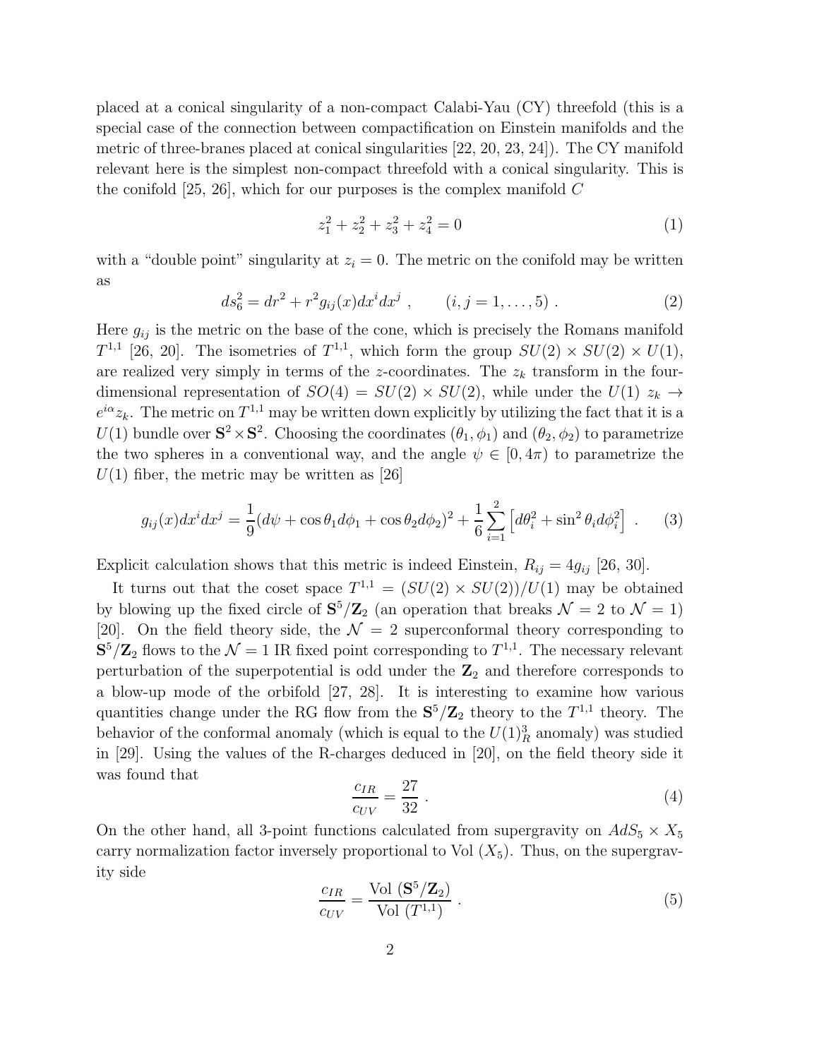placed at a conical singularity of a non-compact Calabi-Yau (CY) threefold (this is a special case of the connection between compactification on Einstein manifolds and the metric of three-branes placed at conical singularities [22, 20, 23, 24]). The CY manifold relevant here is the simplest non-compact threefold with a conical singularity. This is the conifold [25, 26], which for our purposes is the complex manifold $C$

$$z_1^2 + z_2^2 + z_3^2 + z_4^2 = 0 \tag{1}$$

with a "double point" singularity at $z_i = 0$. The metric on the conifold may be written as

$$ds_6^2 = dr^2 + r^2 g_{ij}(x) dx^i dx^j \ , \qquad (i, j = 1, \ldots, 5) \ . \tag{2}$$

Here $g_{ij}$ is the metric on the base of the cone, which is precisely the Romans manifold $T^{1,1}$ [26, 20]. The isometries of $T^{1,1}$, which form the group $SU(2) \times SU(2) \times U(1)$, are realized very simply in terms of the $z$-coordinates. The $z_k$ transform in the four-dimensional representation of $SO(4) = SU(2) \times SU(2)$, while under the $U(1)$ $z_k \to e^{i\alpha} z_k$. The metric on $T^{1,1}$ may be written down explicitly by utilizing the fact that it is a $U(1)$ bundle over $\mathbf{S}^2 \times \mathbf{S}^2$. Choosing the coordinates $(\theta_1, \phi_1)$ and $(\theta_2, \phi_2)$ to parametrize the two spheres in a conventional way, and the angle $\psi \in [0, 4\pi)$ to parametrize the $U(1)$ fiber, the metric may be written as [26]

$$g_{ij}(x) dx^i dx^j = \frac{1}{9}(d\psi + \cos\theta_1 d\phi_1 + \cos\theta_2 d\phi_2)^2 + \frac{1}{6}\sum_{i=1}^{2}\left[d\theta_i^2 + \sin^2\theta_i d\phi_i^2\right] \ . \tag{3}$$

Explicit calculation shows that this metric is indeed Einstein, $R_{ij} = 4 g_{ij}$ [26, 30].

It turns out that the coset space $T^{1,1} = (SU(2) \times SU(2))/U(1)$ may be obtained by blowing up the fixed circle of $\mathbf{S}^5/\mathbf{Z}_2$ (an operation that breaks $\mathcal{N} = 2$ to $\mathcal{N} = 1$) [20]. On the field theory side, the $\mathcal{N} = 2$ superconformal theory corresponding to $\mathbf{S}^5/\mathbf{Z}_2$ flows to the $\mathcal{N} = 1$ IR fixed point corresponding to $T^{1,1}$. The necessary relevant perturbation of the superpotential is odd under the $\mathbf{Z}_2$ and therefore corresponds to a blow-up mode of the orbifold [27, 28]. It is interesting to examine how various quantities change under the RG flow from the $\mathbf{S}^5/\mathbf{Z}_2$ theory to the $T^{1,1}$ theory. The behavior of the conformal anomaly (which is equal to the $U(1)_R^3$ anomaly) was studied in [29]. Using the values of the R-charges deduced in [20], on the field theory side it was found that

$$\frac{c_{IR}}{c_{UV}} = \frac{27}{32} \ . \tag{4}$$

On the other hand, all 3-point functions calculated from supergravity on $AdS_5 \times X_5$ carry normalization factor inversely proportional to Vol $(X_5)$. Thus, on the supergravity side

$$\frac{c_{IR}}{c_{UV}} = \frac{\text{Vol}\ (\mathbf{S}^5/\mathbf{Z}_2)}{\text{Vol}\ (T^{1,1})} \ . \tag{5}$$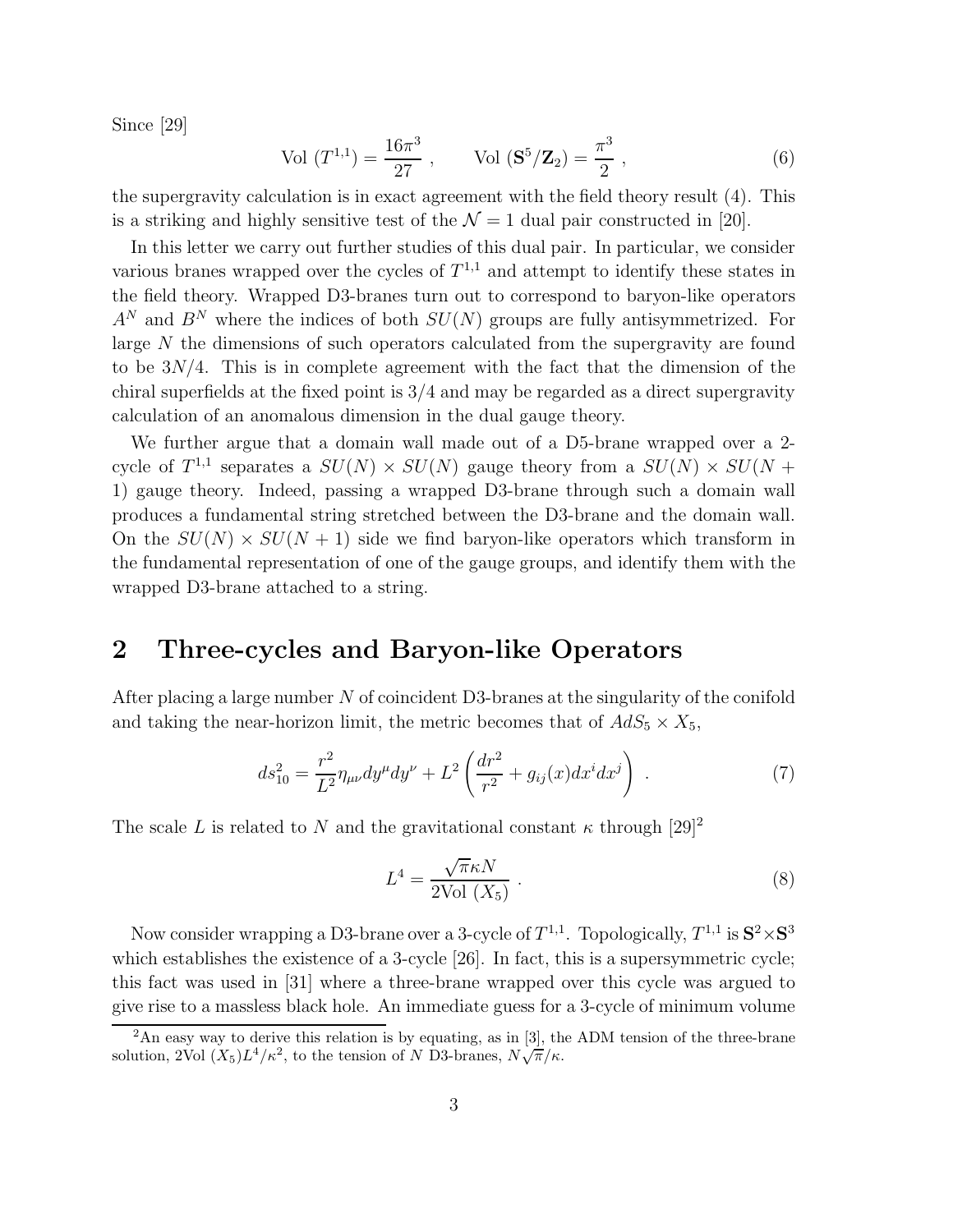Since [29]

$$\text{Vol}\ (T^{1,1}) = \frac{16\pi^3}{27}\ , \qquad \text{Vol}\ (\mathbf{S}^5/\mathbf{Z}_2) = \frac{\pi^3}{2}\ , \tag{6}$$

the supergravity calculation is in exact agreement with the field theory result (4). This is a striking and highly sensitive test of the $\mathcal{N}=1$ dual pair constructed in [20].

In this letter we carry out further studies of this dual pair. In particular, we consider various branes wrapped over the cycles of $T^{1,1}$ and attempt to identify these states in the field theory. Wrapped D3-branes turn out to correspond to baryon-like operators $A^N$ and $B^N$ where the indices of both $SU(N)$ groups are fully antisymmetrized. For large $N$ the dimensions of such operators calculated from the supergravity are found to be $3N/4$. This is in complete agreement with the fact that the dimension of the chiral superfields at the fixed point is $3/4$ and may be regarded as a direct supergravity calculation of an anomalous dimension in the dual gauge theory.

We further argue that a domain wall made out of a D5-brane wrapped over a 2-cycle of $T^{1,1}$ separates a $SU(N) \times SU(N)$ gauge theory from a $SU(N) \times SU(N+1)$ gauge theory. Indeed, passing a wrapped D3-brane through such a domain wall produces a fundamental string stretched between the D3-brane and the domain wall. On the $SU(N) \times SU(N+1)$ side we find baryon-like operators which transform in the fundamental representation of one of the gauge groups, and identify them with the wrapped D3-brane attached to a string.

## 2 Three-cycles and Baryon-like Operators

After placing a large number $N$ of coincident D3-branes at the singularity of the conifold and taking the near-horizon limit, the metric becomes that of $AdS_5 \times X_5$,

$$ds_{10}^2 = \frac{r^2}{L^2}\eta_{\mu\nu}dy^\mu dy^\nu + L^2\left(\frac{dr^2}{r^2} + g_{ij}(x)dx^i dx^j\right)\ . \tag{7}$$

The scale $L$ is related to $N$ and the gravitational constant $\kappa$ through [29][2]

$$L^4 = \frac{\sqrt{\pi}\kappa N}{2\text{Vol}\ (X_5)}\ . \tag{8}$$

Now consider wrapping a D3-brane over a 3-cycle of $T^{1,1}$. Topologically, $T^{1,1}$ is $\mathbf{S}^2 \times \mathbf{S}^3$ which establishes the existence of a 3-cycle [26]. In fact, this is a supersymmetric cycle; this fact was used in [31] where a three-brane wrapped over this cycle was argued to give rise to a massless black hole. An immediate guess for a 3-cycle of minimum volume

[2] An easy way to derive this relation is by equating, as in [3], the ADM tension of the three-brane solution, $2\text{Vol}\ (X_5)L^4/\kappa^2$, to the tension of $N$ D3-branes, $N\sqrt{\pi}/\kappa$.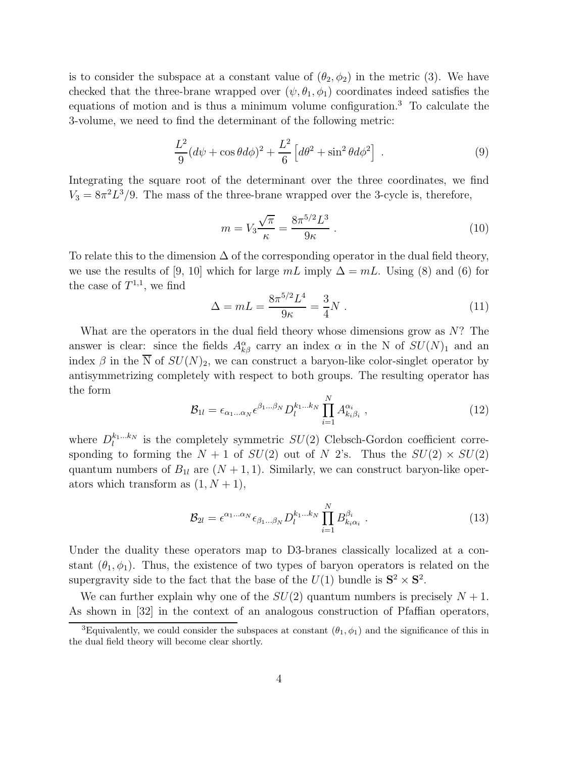is to consider the subspace at a constant value of $(\theta_2, \phi_2)$ in the metric (3). We have checked that the three-brane wrapped over $(\psi, \theta_1, \phi_1)$ coordinates indeed satisfies the equations of motion and is thus a minimum volume configuration.[3] To calculate the 3-volume, we need to find the determinant of the following metric:

$$\frac{L^2}{9}(d\psi + \cos\theta d\phi)^2 + \frac{L^2}{6}\left[d\theta^2 + \sin^2\theta d\phi^2\right] \ . \tag{9}$$

Integrating the square root of the determinant over the three coordinates, we find $V_3 = 8\pi^2 L^3/9$. The mass of the three-brane wrapped over the 3-cycle is, therefore,

$$m = V_3 \frac{\sqrt{\pi}}{\kappa} = \frac{8\pi^{5/2} L^3}{9\kappa} \ . \tag{10}$$

To relate this to the dimension $\Delta$ of the corresponding operator in the dual field theory, we use the results of [9, 10] which for large $mL$ imply $\Delta = mL$. Using (8) and (6) for the case of $T^{1,1}$, we find

$$\Delta = mL = \frac{8\pi^{5/2} L^4}{9\kappa} = \frac{3}{4} N \ . \tag{11}$$

What are the operators in the dual field theory whose dimensions grow as $N$? The answer is clear: since the fields $A^{\alpha}_{k\beta}$ carry an index $\alpha$ in the N of $SU(N)_1$ and an index $\beta$ in the $\overline{\mathrm{N}}$ of $SU(N)_2$, we can construct a baryon-like color-singlet operator by antisymmetrizing completely with respect to both groups. The resulting operator has the form

$$\mathcal{B}_{1l} = \epsilon_{\alpha_1 \ldots \alpha_N} \epsilon^{\beta_1 \ldots \beta_N} D_l^{k_1 \ldots k_N} \prod_{i=1}^{N} A^{\alpha_i}_{k_i \beta_i} \ , \tag{12}$$

where $D_l^{k_1 \ldots k_N}$ is the completely symmetric $SU(2)$ Clebsch-Gordon coefficient corresponding to forming the $N+1$ of $SU(2)$ out of $N$ 2's. Thus the $SU(2) \times SU(2)$ quantum numbers of $B_{1l}$ are $(N+1, 1)$. Similarly, we can construct baryon-like operators which transform as $(1, N+1)$,

$$\mathcal{B}_{2l} = \epsilon^{\alpha_1 \ldots \alpha_N} \epsilon_{\beta_1 \ldots \beta_N} D_l^{k_1 \ldots k_N} \prod_{i=1}^{N} B^{\beta_i}_{k_i \alpha_i} \ . \tag{13}$$

Under the duality these operators map to D3-branes classically localized at a constant $(\theta_1, \phi_1)$. Thus, the existence of two types of baryon operators is related on the supergravity side to the fact that the base of the $U(1)$ bundle is $\mathbf{S}^2 \times \mathbf{S}^2$.

We can further explain why one of the $SU(2)$ quantum numbers is precisely $N+1$. As shown in [32] in the context of an analogous construction of Pfaffian operators,

[3] Equivalently, we could consider the subspaces at constant $(\theta_1, \phi_1)$ and the significance of this in the dual field theory will become clear shortly.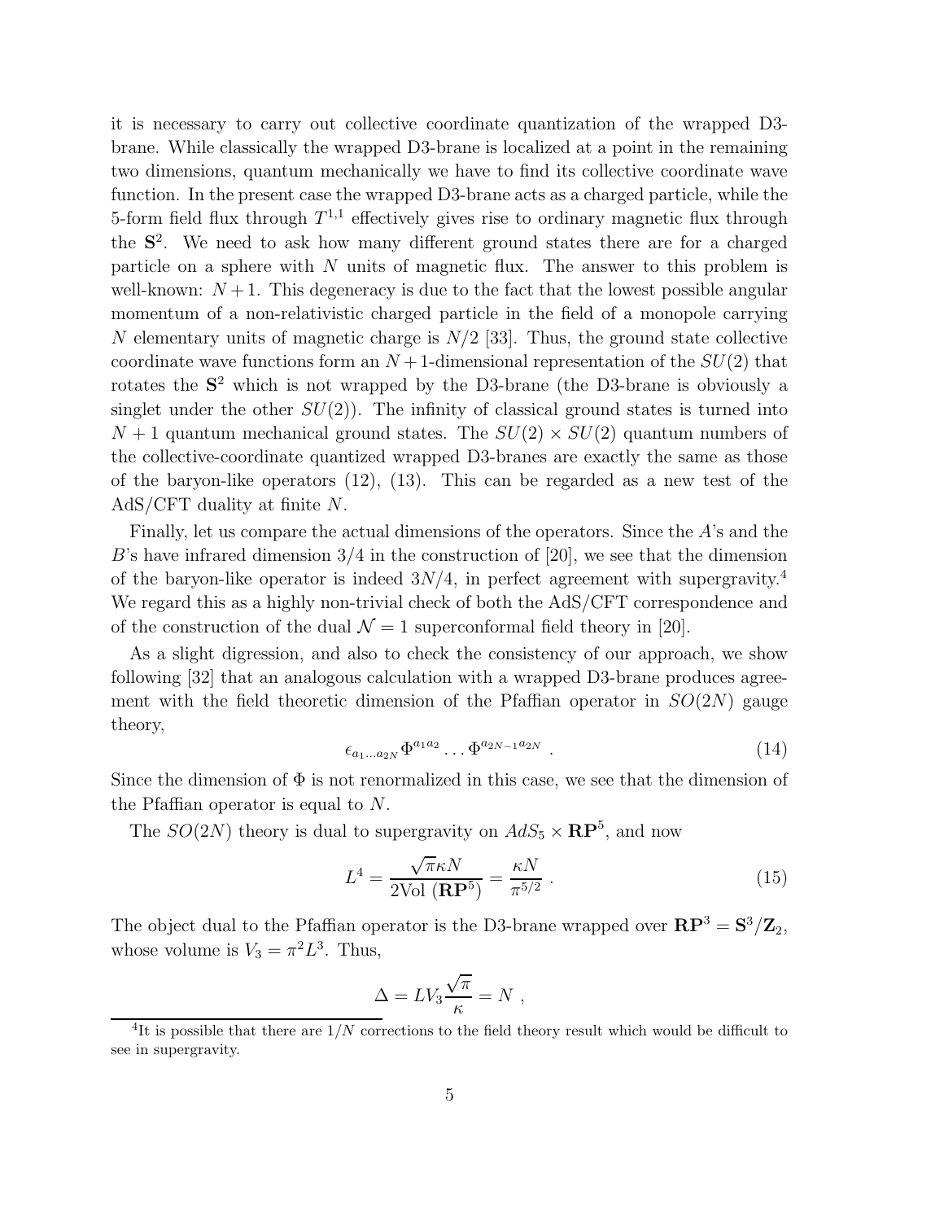it is necessary to carry out collective coordinate quantization of the wrapped D3-brane. While classically the wrapped D3-brane is localized at a point in the remaining two dimensions, quantum mechanically we have to find its collective coordinate wave function. In the present case the wrapped D3-brane acts as a charged particle, while the 5-form field flux through $T^{1,1}$ effectively gives rise to ordinary magnetic flux through the $\mathbf{S}^2$. We need to ask how many different ground states there are for a charged particle on a sphere with $N$ units of magnetic flux. The answer to this problem is well-known: $N+1$. This degeneracy is due to the fact that the lowest possible angular momentum of a non-relativistic charged particle in the field of a monopole carrying $N$ elementary units of magnetic charge is $N/2$ [33]. Thus, the ground state collective coordinate wave functions form an $N+1$-dimensional representation of the $SU(2)$ that rotates the $\mathbf{S}^2$ which is not wrapped by the D3-brane (the D3-brane is obviously a singlet under the other $SU(2)$). The infinity of classical ground states is turned into $N+1$ quantum mechanical ground states. The $SU(2)\times SU(2)$ quantum numbers of the collective-coordinate quantized wrapped D3-branes are exactly the same as those of the baryon-like operators (12), (13). This can be regarded as a new test of the AdS/CFT duality at finite $N$.

Finally, let us compare the actual dimensions of the operators. Since the $A$'s and the $B$'s have infrared dimension $3/4$ in the construction of [20], we see that the dimension of the baryon-like operator is indeed $3N/4$, in perfect agreement with supergravity.[4] We regard this as a highly non-trivial check of both the AdS/CFT correspondence and of the construction of the dual $\mathcal{N}=1$ superconformal field theory in [20].

As a slight digression, and also to check the consistency of our approach, we show following [32] that an analogous calculation with a wrapped D3-brane produces agreement with the field theoretic dimension of the Pfaffian operator in $SO(2N)$ gauge theory,

$$\epsilon_{a_1\ldots a_{2N}}\Phi^{a_1 a_2}\ldots\Phi^{a_{2N-1}a_{2N}} \ . \tag{14}$$

Since the dimension of $\Phi$ is not renormalized in this case, we see that the dimension of the Pfaffian operator is equal to $N$.

The $SO(2N)$ theory is dual to supergravity on $AdS_5\times\mathbf{RP}^5$, and now

$$L^4=\frac{\sqrt{\pi}\kappa N}{2\mathrm{Vol}\ (\mathbf{RP}^5)}=\frac{\kappa N}{\pi^{5/2}} \ . \tag{15}$$

The object dual to the Pfaffian operator is the D3-brane wrapped over $\mathbf{RP}^3=\mathbf{S}^3/\mathbf{Z}_2$, whose volume is $V_3=\pi^2L^3$. Thus,

$$\Delta = LV_3\frac{\sqrt{\pi}}{\kappa}=N \ ,$$

[4]It is possible that there are $1/N$ corrections to the field theory result which would be difficult to see in supergravity.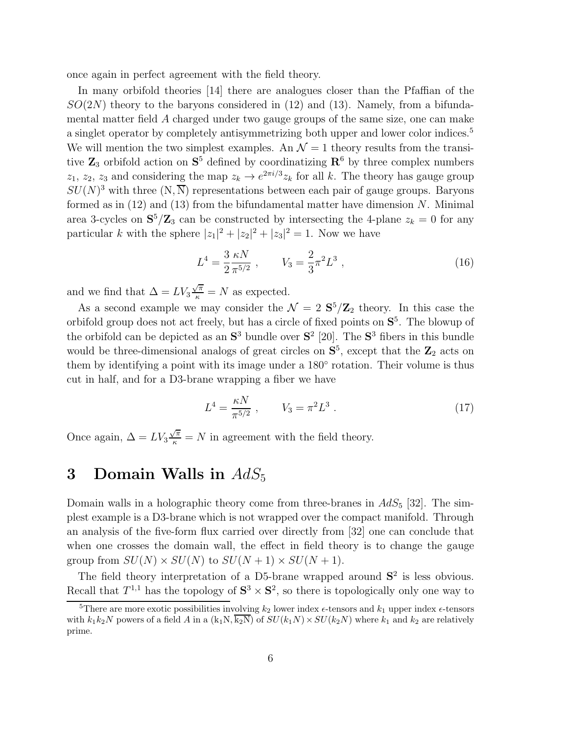once again in perfect agreement with the field theory.

In many orbifold theories [14] there are analogues closer than the Pfaffian of the $SO(2N)$ theory to the baryons considered in (12) and (13). Namely, from a bifundamental matter field $A$ charged under two gauge groups of the same size, one can make a singlet operator by completely antisymmetrizing both upper and lower color indices.[5] We will mention the two simplest examples. An $\mathcal{N}=1$ theory results from the transitive $\mathbf{Z}_3$ orbifold action on $\mathbf{S}^5$ defined by coordinatizing $\mathbf{R}^6$ by three complex numbers $z_1$, $z_2$, $z_3$ and considering the map $z_k \to e^{2\pi i/3} z_k$ for all $k$. The theory has gauge group $SU(N)^3$ with three $(\mathrm{N}, \overline{\mathrm{N}})$ representations between each pair of gauge groups. Baryons formed as in (12) and (13) from the bifundamental matter have dimension $N$. Minimal area 3-cycles on $\mathbf{S}^5/\mathbf{Z}_3$ can be constructed by intersecting the 4-plane $z_k = 0$ for any particular $k$ with the sphere $|z_1|^2 + |z_2|^2 + |z_3|^2 = 1$. Now we have

$$L^4 = \frac{3}{2} \frac{\kappa N}{\pi^{5/2}} , \qquad V_3 = \frac{2}{3} \pi^2 L^3 , \tag{16}$$

and we find that $\Delta = L V_3 \frac{\sqrt{\pi}}{\kappa} = N$ as expected.

As a second example we may consider the $\mathcal{N}=2$ $\mathbf{S}^5/\mathbf{Z}_2$ theory. In this case the orbifold group does not act freely, but has a circle of fixed points on $\mathbf{S}^5$. The blowup of the orbifold can be depicted as an $\mathbf{S}^3$ bundle over $\mathbf{S}^2$ [20]. The $\mathbf{S}^3$ fibers in this bundle would be three-dimensional analogs of great circles on $\mathbf{S}^5$, except that the $\mathbf{Z}_2$ acts on them by identifying a point with its image under a $180^\circ$ rotation. Their volume is thus cut in half, and for a D3-brane wrapping a fiber we have

$$L^4 = \frac{\kappa N}{\pi^{5/2}} , \qquad V_3 = \pi^2 L^3 . \tag{17}$$

Once again, $\Delta = L V_3 \frac{\sqrt{\pi}}{\kappa} = N$ in agreement with the field theory.

# 3 Domain Walls in $AdS_5$

Domain walls in a holographic theory come from three-branes in $AdS_5$ [32]. The simplest example is a D3-brane which is not wrapped over the compact manifold. Through an analysis of the five-form flux carried over directly from [32] one can conclude that when one crosses the domain wall, the effect in field theory is to change the gauge group from $SU(N) \times SU(N)$ to $SU(N+1) \times SU(N+1)$.

The field theory interpretation of a D5-brane wrapped around $\mathbf{S}^2$ is less obvious. Recall that $T^{1,1}$ has the topology of $\mathbf{S}^3 \times \mathbf{S}^2$, so there is topologically only one way to

[5] There are more exotic possibilities involving $k_2$ lower index $\epsilon$-tensors and $k_1$ upper index $\epsilon$-tensors with $k_1 k_2 N$ powers of a field $A$ in a $(\mathrm{k_1 N}, \overline{\mathrm{k_2 N}})$ of $SU(k_1 N) \times SU(k_2 N)$ where $k_1$ and $k_2$ are relatively prime.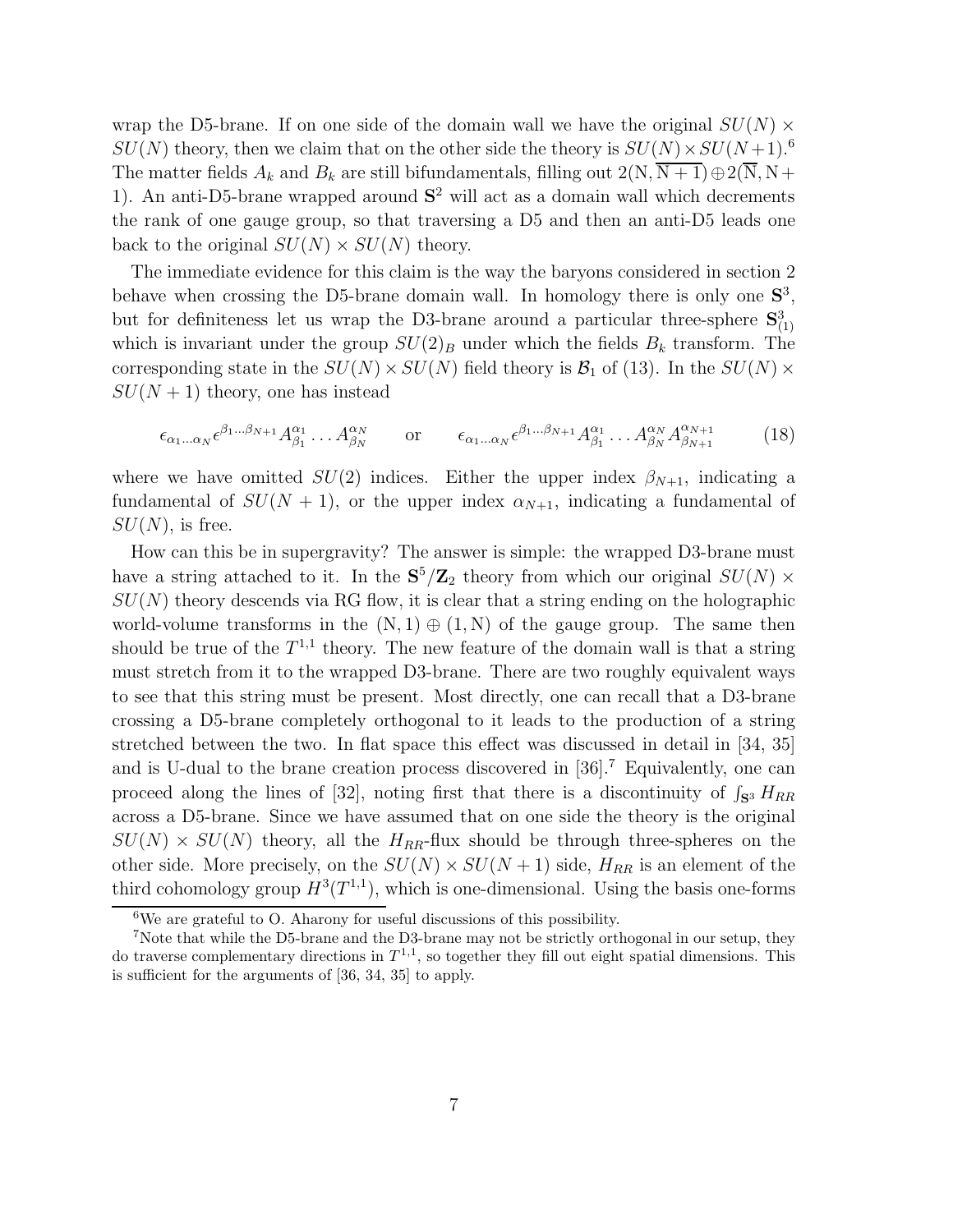wrap the D5-brane. If on one side of the domain wall we have the original $SU(N) \times SU(N)$ theory, then we claim that on the other side the theory is $SU(N) \times SU(N+1)$.[6] The matter fields $A_k$ and $B_k$ are still bifundamentals, filling out $2(\mathrm{N}, \overline{\mathrm{N+1}}) \oplus 2(\overline{\mathrm{N}}, \mathrm{N+1})$. An anti-D5-brane wrapped around $\mathbf{S}^2$ will act as a domain wall which decrements the rank of one gauge group, so that traversing a D5 and then an anti-D5 leads one back to the original $SU(N) \times SU(N)$ theory.

The immediate evidence for this claim is the way the baryons considered in section 2 behave when crossing the D5-brane domain wall. In homology there is only one $\mathbf{S}^3$, but for definiteness let us wrap the D3-brane around a particular three-sphere $\mathbf{S}^3_{(1)}$ which is invariant under the group $SU(2)_B$ under which the fields $B_k$ transform. The corresponding state in the $SU(N) \times SU(N)$ field theory is $\mathcal{B}_1$ of (13). In the $SU(N) \times SU(N+1)$ theory, one has instead

$$\epsilon_{\alpha_1 \ldots \alpha_N} \epsilon^{\beta_1 \ldots \beta_{N+1}} A^{\alpha_1}_{\beta_1} \ldots A^{\alpha_N}_{\beta_N} \qquad \text{or} \qquad \epsilon_{\alpha_1 \ldots \alpha_N} \epsilon^{\beta_1 \ldots \beta_{N+1}} A^{\alpha_1}_{\beta_1} \ldots A^{\alpha_N}_{\beta_N} A^{\alpha_{N+1}}_{\beta_{N+1}} \tag{18}$$

where we have omitted $SU(2)$ indices. Either the upper index $\beta_{N+1}$, indicating a fundamental of $SU(N+1)$, or the upper index $\alpha_{N+1}$, indicating a fundamental of $SU(N)$, is free.

How can this be in supergravity? The answer is simple: the wrapped D3-brane must have a string attached to it. In the $\mathbf{S}^5/\mathbf{Z}_2$ theory from which our original $SU(N) \times SU(N)$ theory descends via RG flow, it is clear that a string ending on the holographic world-volume transforms in the $(\mathrm{N}, 1) \oplus (1, \mathrm{N})$ of the gauge group. The same then should be true of the $T^{1,1}$ theory. The new feature of the domain wall is that a string must stretch from it to the wrapped D3-brane. There are two roughly equivalent ways to see that this string must be present. Most directly, one can recall that a D3-brane crossing a D5-brane completely orthogonal to it leads to the production of a string stretched between the two. In flat space this effect was discussed in detail in [34, 35] and is U-dual to the brane creation process discovered in [36].[7] Equivalently, one can proceed along the lines of [32], noting first that there is a discontinuity of $\int_{\mathbf{S}^3} H_{RR}$ across a D5-brane. Since we have assumed that on one side the theory is the original $SU(N) \times SU(N)$ theory, all the $H_{RR}$-flux should be through three-spheres on the other side. More precisely, on the $SU(N) \times SU(N+1)$ side, $H_{RR}$ is an element of the third cohomology group $H^3(T^{1,1})$, which is one-dimensional. Using the basis one-forms

[6] We are grateful to O. Aharony for useful discussions of this possibility.

[7] Note that while the D5-brane and the D3-brane may not be strictly orthogonal in our setup, they do traverse complementary directions in $T^{1,1}$, so together they fill out eight spatial dimensions. This is sufficient for the arguments of [36, 34, 35] to apply.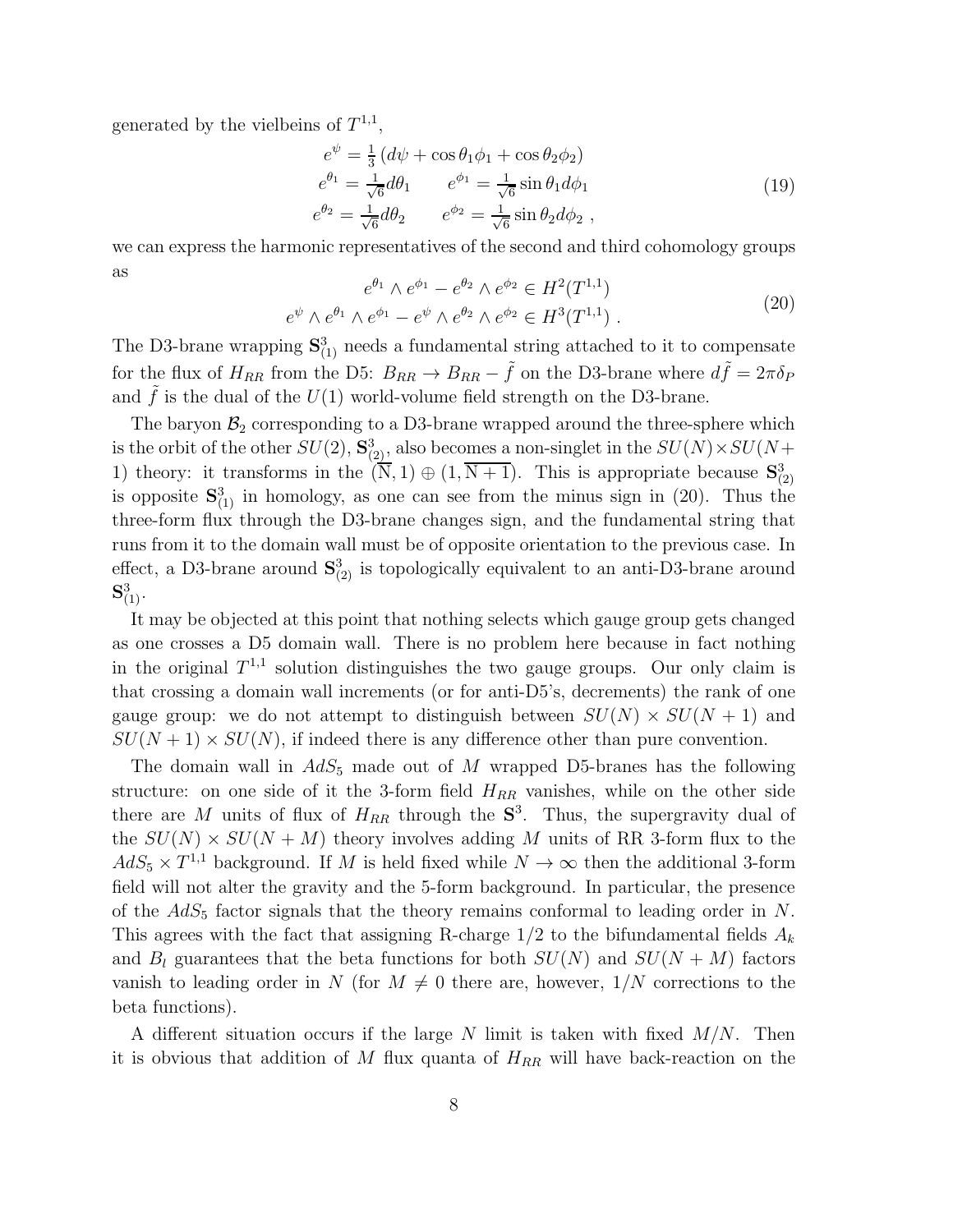generated by the vielbeins of $T^{1,1}$,

$$
\begin{aligned}
e^{\psi} &= \tfrac{1}{3}\left(d\psi + \cos\theta_1 \phi_1 + \cos\theta_2 \phi_2\right) \\
e^{\theta_1} &= \tfrac{1}{\sqrt{6}} d\theta_1 \qquad e^{\phi_1} = \tfrac{1}{\sqrt{6}} \sin\theta_1 d\phi_1 \\
e^{\theta_2} &= \tfrac{1}{\sqrt{6}} d\theta_2 \qquad e^{\phi_2} = \tfrac{1}{\sqrt{6}} \sin\theta_2 d\phi_2 \ ,
\end{aligned}
\tag{19}
$$

we can express the harmonic representatives of the second and third cohomology groups as

$$
\begin{aligned}
e^{\theta_1} \wedge e^{\phi_1} - e^{\theta_2} \wedge e^{\phi_2} &\in H^2(T^{1,1}) \\
e^{\psi} \wedge e^{\theta_1} \wedge e^{\phi_1} - e^{\psi} \wedge e^{\theta_2} \wedge e^{\phi_2} &\in H^3(T^{1,1}) \ .
\end{aligned}
\tag{20}
$$

The D3-brane wrapping $\mathbf{S}^3_{(1)}$ needs a fundamental string attached to it to compensate for the flux of $H_{RR}$ from the D5: $B_{RR} \to B_{RR} - \tilde{f}$ on the D3-brane where $d\tilde{f} = 2\pi\delta_P$ and $\tilde{f}$ is the dual of the $U(1)$ world-volume field strength on the D3-brane.

The baryon $\mathcal{B}_2$ corresponding to a D3-brane wrapped around the three-sphere which is the orbit of the other $SU(2)$, $\mathbf{S}^3_{(2)}$, also becomes a non-singlet in the $SU(N)\times SU(N+1)$ theory: it transforms in the $(\overline{\mathrm{N}}, 1) \oplus (1, \overline{\mathrm{N+1}})$. This is appropriate because $\mathbf{S}^3_{(2)}$ is opposite $\mathbf{S}^3_{(1)}$ in homology, as one can see from the minus sign in (20). Thus the three-form flux through the D3-brane changes sign, and the fundamental string that runs from it to the domain wall must be of opposite orientation to the previous case. In effect, a D3-brane around $\mathbf{S}^3_{(2)}$ is topologically equivalent to an anti-D3-brane around $\mathbf{S}^3_{(1)}$.

It may be objected at this point that nothing selects which gauge group gets changed as one crosses a D5 domain wall. There is no problem here because in fact nothing in the original $T^{1,1}$ solution distinguishes the two gauge groups. Our only claim is that crossing a domain wall increments (or for anti-D5's, decrements) the rank of one gauge group: we do not attempt to distinguish between $SU(N) \times SU(N+1)$ and $SU(N+1) \times SU(N)$, if indeed there is any difference other than pure convention.

The domain wall in $AdS_5$ made out of $M$ wrapped D5-branes has the following structure: on one side of it the 3-form field $H_{RR}$ vanishes, while on the other side there are $M$ units of flux of $H_{RR}$ through the $\mathbf{S}^3$. Thus, the supergravity dual of the $SU(N) \times SU(N+M)$ theory involves adding $M$ units of RR 3-form flux to the $AdS_5 \times T^{1,1}$ background. If $M$ is held fixed while $N \to \infty$ then the additional 3-form field will not alter the gravity and the 5-form background. In particular, the presence of the $AdS_5$ factor signals that the theory remains conformal to leading order in $N$. This agrees with the fact that assigning R-charge $1/2$ to the bifundamental fields $A_k$ and $B_l$ guarantees that the beta functions for both $SU(N)$ and $SU(N+M)$ factors vanish to leading order in $N$ (for $M \neq 0$ there are, however, $1/N$ corrections to the beta functions).

A different situation occurs if the large $N$ limit is taken with fixed $M/N$. Then it is obvious that addition of $M$ flux quanta of $H_{RR}$ will have back-reaction on the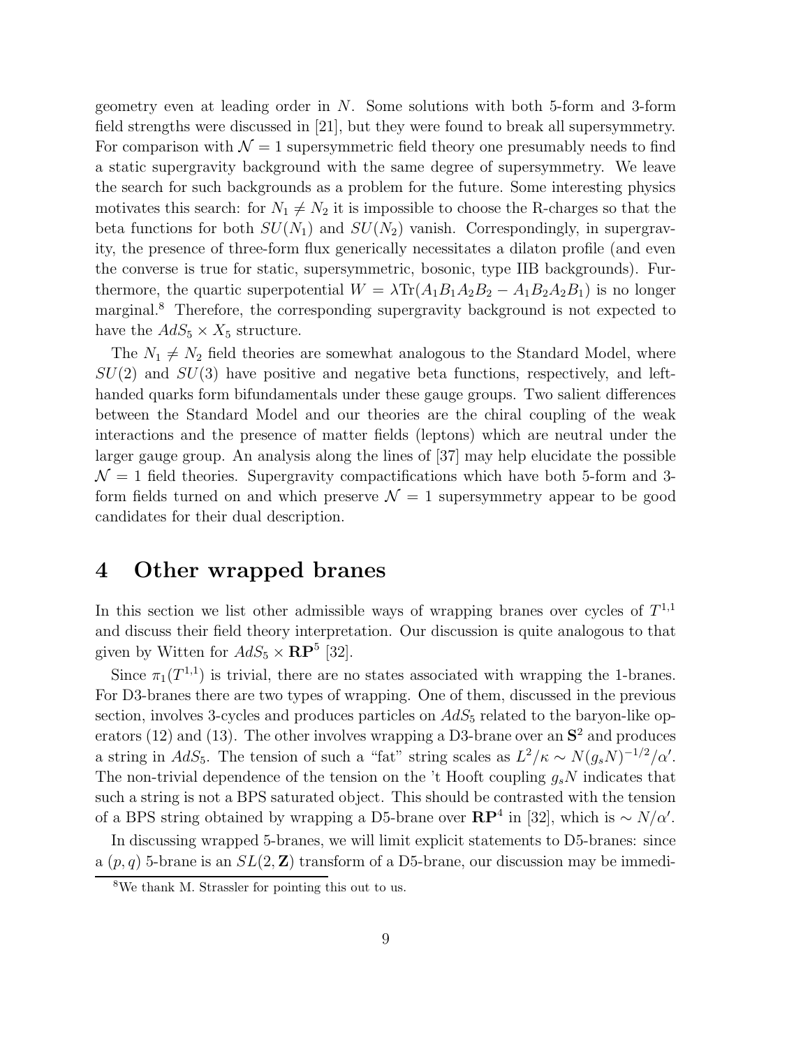geometry even at leading order in $N$. Some solutions with both 5-form and 3-form field strengths were discussed in [21], but they were found to break all supersymmetry. For comparison with $\mathcal{N}=1$ supersymmetric field theory one presumably needs to find a static supergravity background with the same degree of supersymmetry. We leave the search for such backgrounds as a problem for the future. Some interesting physics motivates this search: for $N_1 \neq N_2$ it is impossible to choose the R-charges so that the beta functions for both $SU(N_1)$ and $SU(N_2)$ vanish. Correspondingly, in supergravity, the presence of three-form flux generically necessitates a dilaton profile (and even the converse is true for static, supersymmetric, bosonic, type IIB backgrounds). Furthermore, the quartic superpotential $W = \lambda \mathrm{Tr}(A_1 B_1 A_2 B_2 - A_1 B_2 A_2 B_1)$ is no longer marginal.[8] Therefore, the corresponding supergravity background is not expected to have the $AdS_5 \times X_5$ structure.

The $N_1 \neq N_2$ field theories are somewhat analogous to the Standard Model, where $SU(2)$ and $SU(3)$ have positive and negative beta functions, respectively, and left-handed quarks form bifundamentals under these gauge groups. Two salient differences between the Standard Model and our theories are the chiral coupling of the weak interactions and the presence of matter fields (leptons) which are neutral under the larger gauge group. An analysis along the lines of [37] may help elucidate the possible $\mathcal{N}=1$ field theories. Supergravity compactifications which have both 5-form and 3-form fields turned on and which preserve $\mathcal{N}=1$ supersymmetry appear to be good candidates for their dual description.

# 4 Other wrapped branes

In this section we list other admissible ways of wrapping branes over cycles of $T^{1,1}$ and discuss their field theory interpretation. Our discussion is quite analogous to that given by Witten for $AdS_5 \times \mathbf{RP}^5$ [32].

Since $\pi_1(T^{1,1})$ is trivial, there are no states associated with wrapping the 1-branes. For D3-branes there are two types of wrapping. One of them, discussed in the previous section, involves 3-cycles and produces particles on $AdS_5$ related to the baryon-like operators (12) and (13). The other involves wrapping a D3-brane over an $\mathbf{S}^2$ and produces a string in $AdS_5$. The tension of such a "fat" string scales as $L^2/\kappa \sim N(g_s N)^{-1/2}/\alpha'$. The non-trivial dependence of the tension on the 't Hooft coupling $g_s N$ indicates that such a string is not a BPS saturated object. This should be contrasted with the tension of a BPS string obtained by wrapping a D5-brane over $\mathbf{RP}^4$ in [32], which is $\sim N/\alpha'$.

In discussing wrapped 5-branes, we will limit explicit statements to D5-branes: since a $(p,q)$ 5-brane is an $SL(2,\mathbf{Z})$ transform of a D5-brane, our discussion may be immedi-

[8] We thank M. Strassler for pointing this out to us.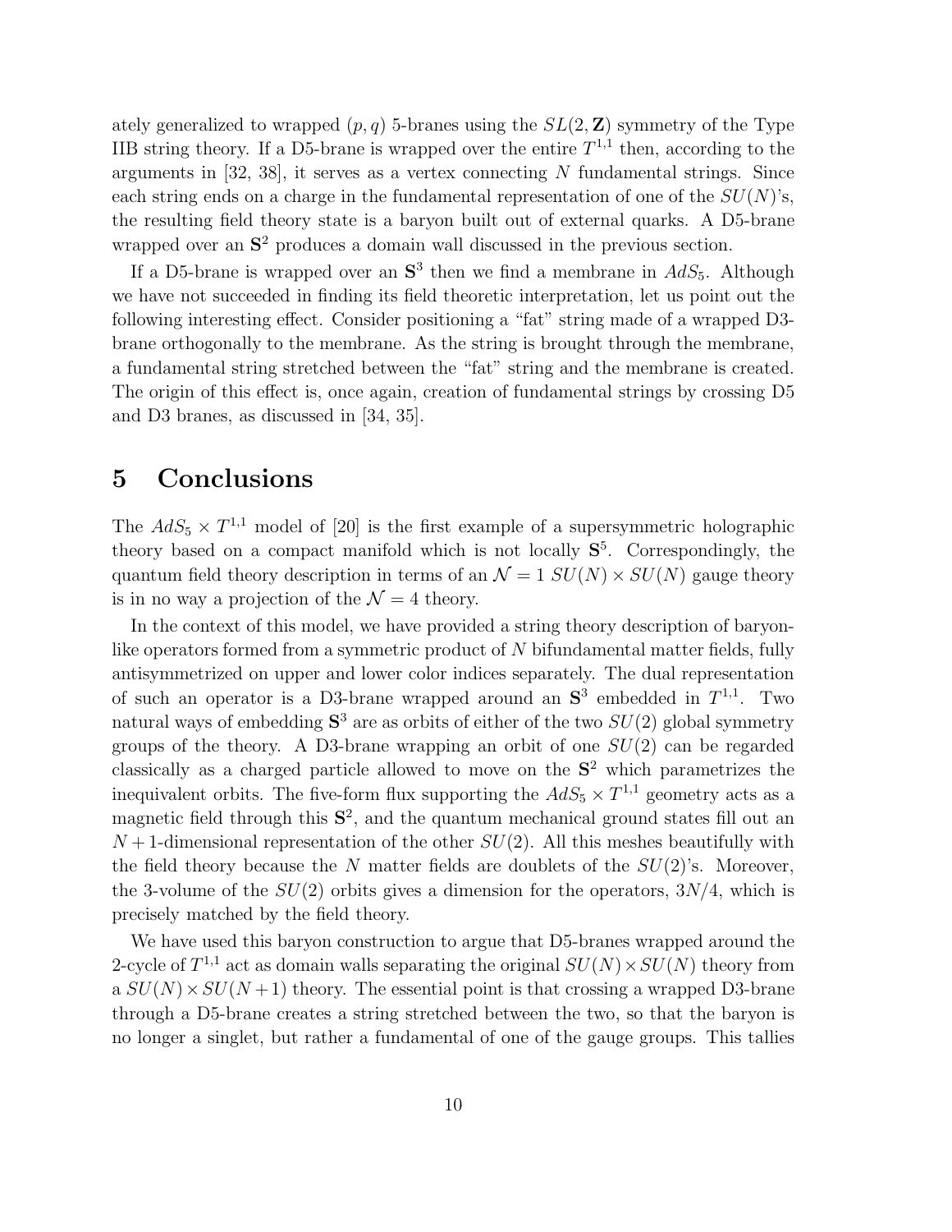ately generalized to wrapped $(p, q)$ 5-branes using the $SL(2, \mathbf{Z})$ symmetry of the Type IIB string theory. If a D5-brane is wrapped over the entire $T^{1,1}$ then, according to the arguments in [32, 38], it serves as a vertex connecting $N$ fundamental strings. Since each string ends on a charge in the fundamental representation of one of the $SU(N)$'s, the resulting field theory state is a baryon built out of external quarks. A D5-brane wrapped over an $\mathbf{S}^2$ produces a domain wall discussed in the previous section.

If a D5-brane is wrapped over an $\mathbf{S}^3$ then we find a membrane in $AdS_5$. Although we have not succeeded in finding its field theoretic interpretation, let us point out the following interesting effect. Consider positioning a "fat" string made of a wrapped D3-brane orthogonally to the membrane. As the string is brought through the membrane, a fundamental string stretched between the "fat" string and the membrane is created. The origin of this effect is, once again, creation of fundamental strings by crossing D5 and D3 branes, as discussed in [34, 35].

# 5 Conclusions

The $AdS_5 \times T^{1,1}$ model of [20] is the first example of a supersymmetric holographic theory based on a compact manifold which is not locally $\mathbf{S}^5$. Correspondingly, the quantum field theory description in terms of an $\mathcal{N} = 1$ $SU(N) \times SU(N)$ gauge theory is in no way a projection of the $\mathcal{N} = 4$ theory.

In the context of this model, we have provided a string theory description of baryon-like operators formed from a symmetric product of $N$ bifundamental matter fields, fully antisymmetrized on upper and lower color indices separately. The dual representation of such an operator is a D3-brane wrapped around an $\mathbf{S}^3$ embedded in $T^{1,1}$. Two natural ways of embedding $\mathbf{S}^3$ are as orbits of either of the two $SU(2)$ global symmetry groups of the theory. A D3-brane wrapping an orbit of one $SU(2)$ can be regarded classically as a charged particle allowed to move on the $\mathbf{S}^2$ which parametrizes the inequivalent orbits. The five-form flux supporting the $AdS_5 \times T^{1,1}$ geometry acts as a magnetic field through this $\mathbf{S}^2$, and the quantum mechanical ground states fill out an $N+1$-dimensional representation of the other $SU(2)$. All this meshes beautifully with the field theory because the $N$ matter fields are doublets of the $SU(2)$'s. Moreover, the 3-volume of the $SU(2)$ orbits gives a dimension for the operators, $3N/4$, which is precisely matched by the field theory.

We have used this baryon construction to argue that D5-branes wrapped around the 2-cycle of $T^{1,1}$ act as domain walls separating the original $SU(N) \times SU(N)$ theory from a $SU(N) \times SU(N+1)$ theory. The essential point is that crossing a wrapped D3-brane through a D5-brane creates a string stretched between the two, so that the baryon is no longer a singlet, but rather a fundamental of one of the gauge groups. This tallies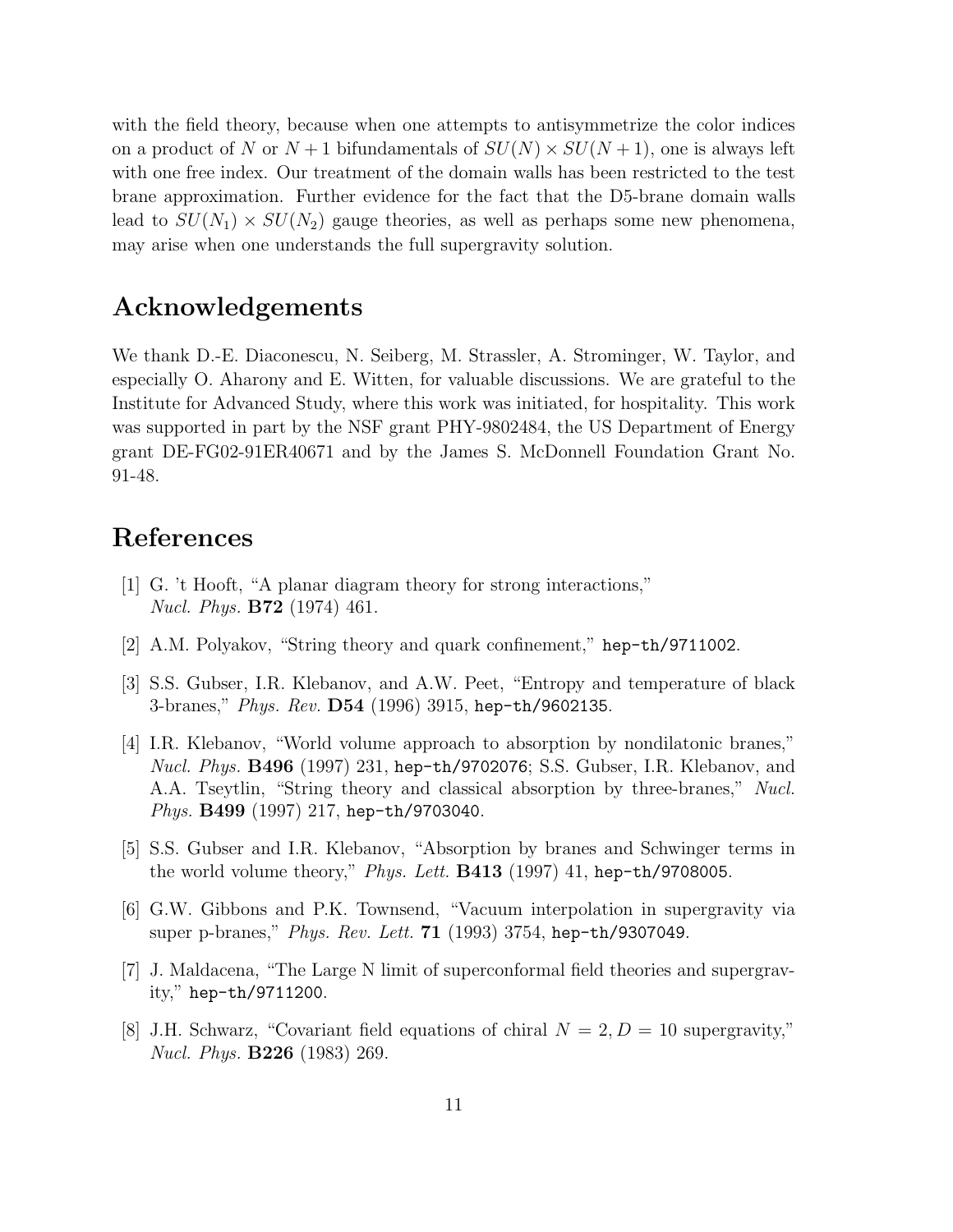with the field theory, because when one attempts to antisymmetrize the color indices on a product of $N$ or $N+1$ bifundamentals of $SU(N) \times SU(N+1)$, one is always left with one free index. Our treatment of the domain walls has been restricted to the test brane approximation. Further evidence for the fact that the D5-brane domain walls lead to $SU(N_1) \times SU(N_2)$ gauge theories, as well as perhaps some new phenomena, may arise when one understands the full supergravity solution.

# Acknowledgements

We thank D.-E. Diaconescu, N. Seiberg, M. Strassler, A. Strominger, W. Taylor, and especially O. Aharony and E. Witten, for valuable discussions. We are grateful to the Institute for Advanced Study, where this work was initiated, for hospitality. This work was supported in part by the NSF grant PHY-9802484, the US Department of Energy grant DE-FG02-91ER40671 and by the James S. McDonnell Foundation Grant No. 91-48.

# References

[1] G. 't Hooft, "A planar diagram theory for strong interactions," *Nucl. Phys.* **B72** (1974) 461.

[2] A.M. Polyakov, "String theory and quark confinement," hep-th/9711002.

[3] S.S. Gubser, I.R. Klebanov, and A.W. Peet, "Entropy and temperature of black 3-branes," *Phys. Rev.* **D54** (1996) 3915, hep-th/9602135.

[4] I.R. Klebanov, "World volume approach to absorption by nondilatonic branes," *Nucl. Phys.* **B496** (1997) 231, hep-th/9702076; S.S. Gubser, I.R. Klebanov, and A.A. Tseytlin, "String theory and classical absorption by three-branes," *Nucl. Phys.* **B499** (1997) 217, hep-th/9703040.

[5] S.S. Gubser and I.R. Klebanov, "Absorption by branes and Schwinger terms in the world volume theory," *Phys. Lett.* **B413** (1997) 41, hep-th/9708005.

[6] G.W. Gibbons and P.K. Townsend, "Vacuum interpolation in supergravity via super p-branes," *Phys. Rev. Lett.* **71** (1993) 3754, hep-th/9307049.

[7] J. Maldacena, "The Large N limit of superconformal field theories and supergravity," hep-th/9711200.

[8] J.H. Schwarz, "Covariant field equations of chiral $N = 2, D = 10$ supergravity," *Nucl. Phys.* **B226** (1983) 269.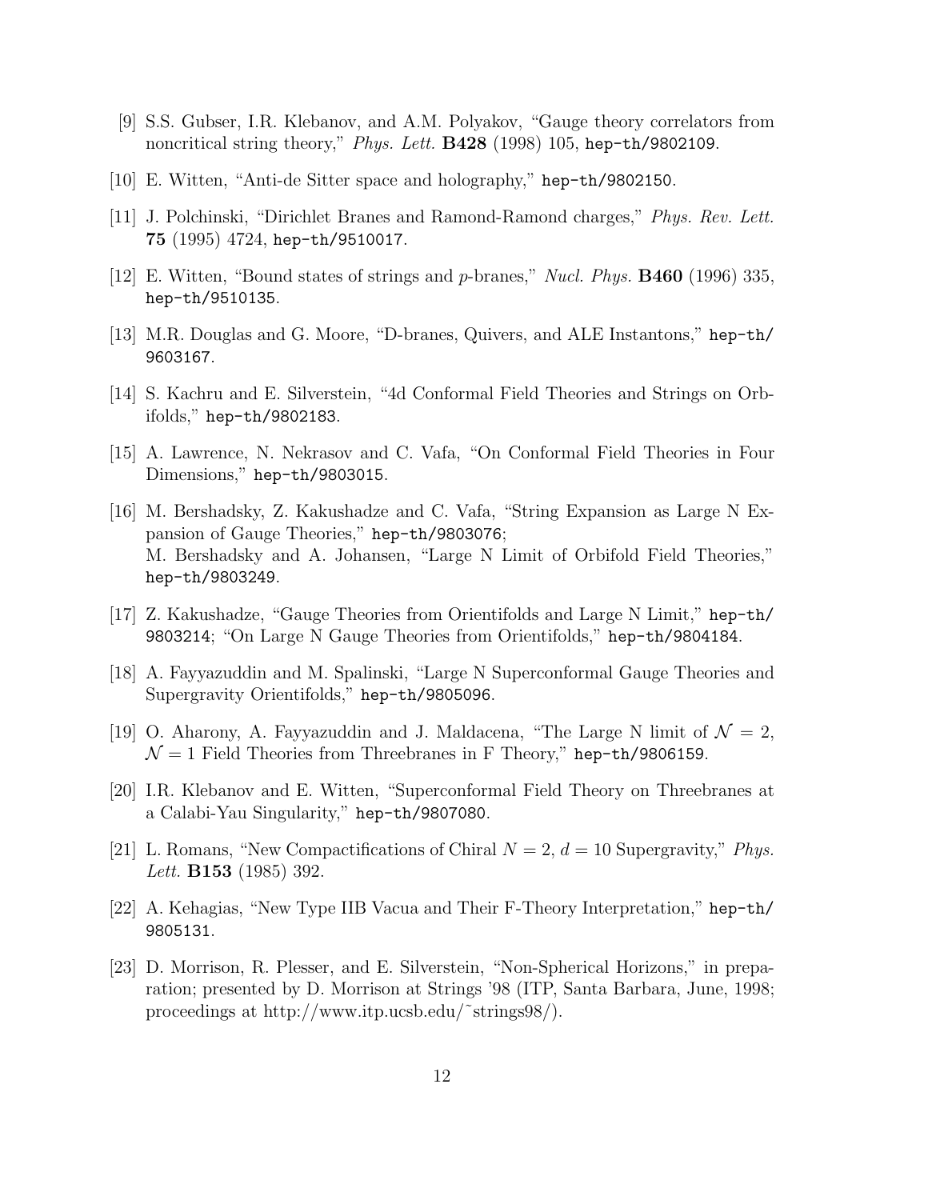[9] S.S. Gubser, I.R. Klebanov, and A.M. Polyakov, "Gauge theory correlators from noncritical string theory," *Phys. Lett.* **B428** (1998) 105, hep-th/9802109.

[10] E. Witten, "Anti-de Sitter space and holography," hep-th/9802150.

[11] J. Polchinski, "Dirichlet Branes and Ramond-Ramond charges," *Phys. Rev. Lett.* **75** (1995) 4724, hep-th/9510017.

[12] E. Witten, "Bound states of strings and $p$-branes," *Nucl. Phys.* **B460** (1996) 335, hep-th/9510135.

[13] M.R. Douglas and G. Moore, "D-branes, Quivers, and ALE Instantons," hep-th/9603167.

[14] S. Kachru and E. Silverstein, "4d Conformal Field Theories and Strings on Orbifolds," hep-th/9802183.

[15] A. Lawrence, N. Nekrasov and C. Vafa, "On Conformal Field Theories in Four Dimensions," hep-th/9803015.

[16] M. Bershadsky, Z. Kakushadze and C. Vafa, "String Expansion as Large N Expansion of Gauge Theories," hep-th/9803076;
M. Bershadsky and A. Johansen, "Large N Limit of Orbifold Field Theories," hep-th/9803249.

[17] Z. Kakushadze, "Gauge Theories from Orientifolds and Large N Limit," hep-th/9803214; "On Large N Gauge Theories from Orientifolds," hep-th/9804184.

[18] A. Fayyazuddin and M. Spalinski, "Large N Superconformal Gauge Theories and Supergravity Orientifolds," hep-th/9805096.

[19] O. Aharony, A. Fayyazuddin and J. Maldacena, "The Large N limit of $\mathcal{N} = 2$, $\mathcal{N} = 1$ Field Theories from Threebranes in F Theory," hep-th/9806159.

[20] I.R. Klebanov and E. Witten, "Superconformal Field Theory on Threebranes at a Calabi-Yau Singularity," hep-th/9807080.

[21] L. Romans, "New Compactifications of Chiral $N = 2$, $d = 10$ Supergravity," *Phys. Lett.* **B153** (1985) 392.

[22] A. Kehagias, "New Type IIB Vacua and Their F-Theory Interpretation," hep-th/9805131.

[23] D. Morrison, R. Plesser, and E. Silverstein, "Non-Spherical Horizons," in preparation; presented by D. Morrison at Strings '98 (ITP, Santa Barbara, June, 1998; proceedings at http://www.itp.ucsb.edu/~strings98/).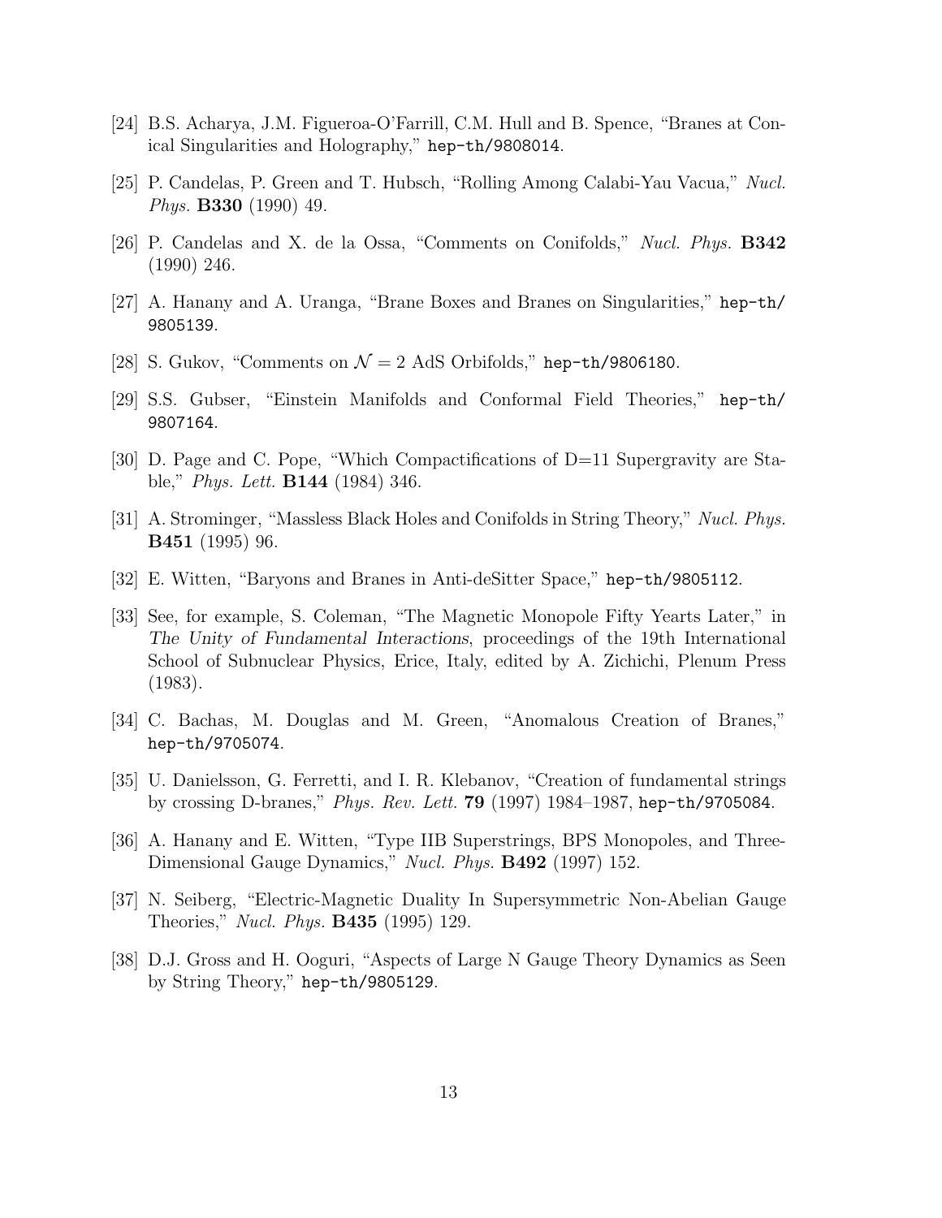[24] B.S. Acharya, J.M. Figueroa-O'Farrill, C.M. Hull and B. Spence, "Branes at Conical Singularities and Holography," hep-th/9808014.

[25] P. Candelas, P. Green and T. Hubsch, "Rolling Among Calabi-Yau Vacua," *Nucl. Phys.* **B330** (1990) 49.

[26] P. Candelas and X. de la Ossa, "Comments on Conifolds," *Nucl. Phys.* **B342** (1990) 246.

[27] A. Hanany and A. Uranga, "Brane Boxes and Branes on Singularities," hep-th/9805139.

[28] S. Gukov, "Comments on $\mathcal{N} = 2$ AdS Orbifolds," hep-th/9806180.

[29] S.S. Gubser, "Einstein Manifolds and Conformal Field Theories," hep-th/9807164.

[30] D. Page and C. Pope, "Which Compactifications of D=11 Supergravity are Stable," *Phys. Lett.* **B144** (1984) 346.

[31] A. Strominger, "Massless Black Holes and Conifolds in String Theory," *Nucl. Phys.* **B451** (1995) 96.

[32] E. Witten, "Baryons and Branes in Anti-deSitter Space," hep-th/9805112.

[33] See, for example, S. Coleman, "The Magnetic Monopole Fifty Yearts Later," in *The Unity of Fundamental Interactions*, proceedings of the 19th International School of Subnuclear Physics, Erice, Italy, edited by A. Zichichi, Plenum Press (1983).

[34] C. Bachas, M. Douglas and M. Green, "Anomalous Creation of Branes," hep-th/9705074.

[35] U. Danielsson, G. Ferretti, and I. R. Klebanov, "Creation of fundamental strings by crossing D-branes," *Phys. Rev. Lett.* **79** (1997) 1984–1987, hep-th/9705084.

[36] A. Hanany and E. Witten, "Type IIB Superstrings, BPS Monopoles, and Three-Dimensional Gauge Dynamics," *Nucl. Phys.* **B492** (1997) 152.

[37] N. Seiberg, "Electric-Magnetic Duality In Supersymmetric Non-Abelian Gauge Theories," *Nucl. Phys.* **B435** (1995) 129.

[38] D.J. Gross and H. Ooguri, "Aspects of Large N Gauge Theory Dynamics as Seen by String Theory," hep-th/9805129.